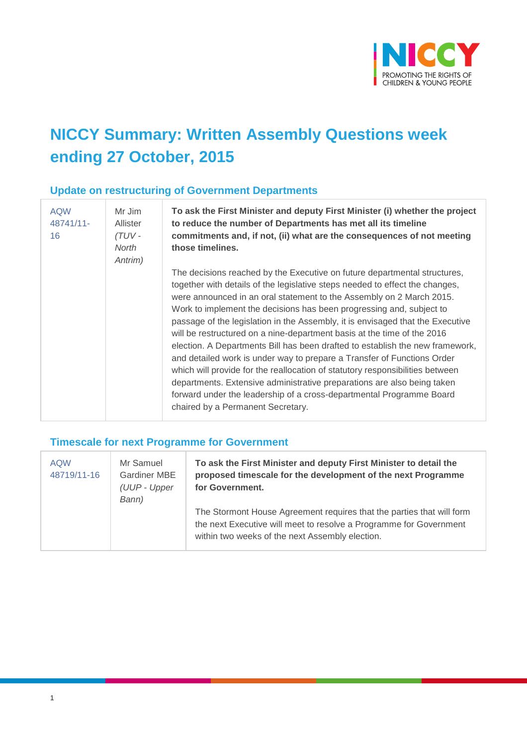# NICCY Summary: Written Assembly Questions week ending 27 October, 2015

## Update on restructuring of Government Departments

| | | |
|---|---|---|
| AQW 48741/11-16 | Mr Jim Allister *(TUV - North Antrim)* | **To ask the First Minister and deputy First Minister (i) whether the project to reduce the number of Departments has met all its timeline commitments and, if not, (ii) what are the consequences of not meeting those timelines.**<br><br>The decisions reached by the Executive on future departmental structures, together with details of the legislative steps needed to effect the changes, were announced in an oral statement to the Assembly on 2 March 2015. Work to implement the decisions has been progressing and, subject to passage of the legislation in the Assembly, it is envisaged that the Executive will be restructured on a nine-department basis at the time of the 2016 election. A Departments Bill has been drafted to establish the new framework, and detailed work is under way to prepare a Transfer of Functions Order which will provide for the reallocation of statutory responsibilities between departments. Extensive administrative preparations are also being taken forward under the leadership of a cross-departmental Programme Board chaired by a Permanent Secretary. |

## Timescale for next Programme for Government

| | | |
|---|---|---|
| AQW 48719/11-16 | Mr Samuel Gardiner MBE *(UUP - Upper Bann)* | **To ask the First Minister and deputy First Minister to detail the proposed timescale for the development of the next Programme for Government.**<br><br>The Stormont House Agreement requires that the parties that will form the next Executive will meet to resolve a Programme for Government within two weeks of the next Assembly election. |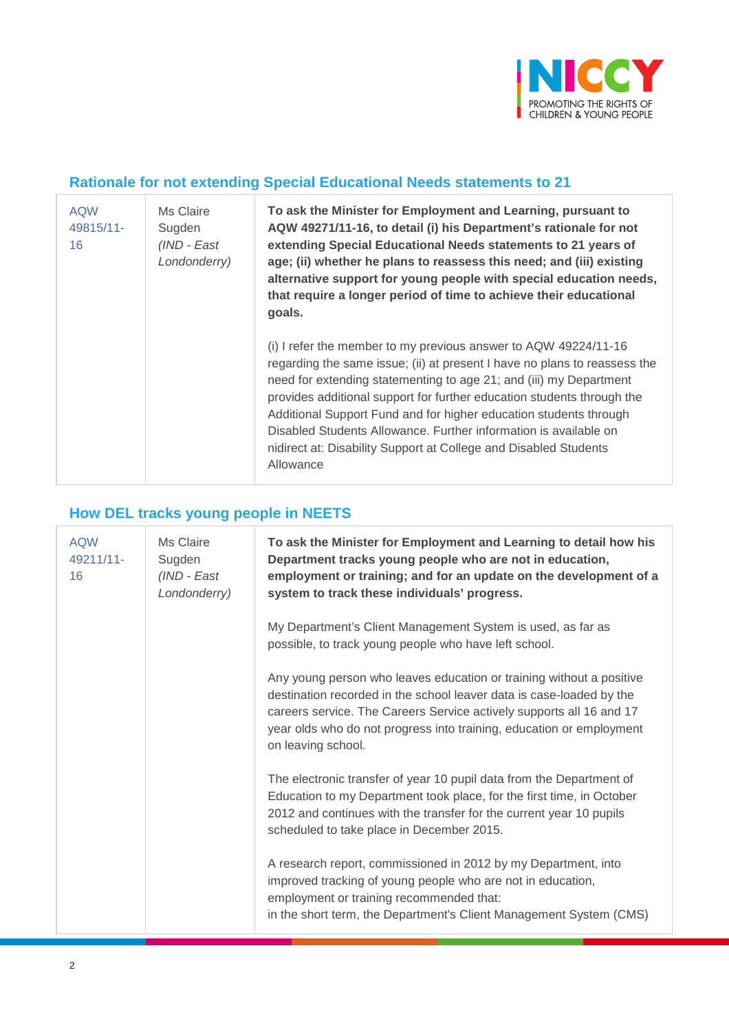## Rationale for not extending Special Educational Needs statements to 21

| | | |
|---|---|---|
| AQW 49815/11-16 | Ms Claire Sugden *(IND - East Londonderry)* | **To ask the Minister for Employment and Learning, pursuant to AQW 49271/11-16, to detail (i) his Department's rationale for not extending Special Educational Needs statements to 21 years of age; (ii) whether he plans to reassess this need; and (iii) existing alternative support for young people with special education needs, that require a longer period of time to achieve their educational goals.**<br><br>(i) I refer the member to my previous answer to AQW 49224/11-16 regarding the same issue; (ii) at present I have no plans to reassess the need for extending statementing to age 21; and (iii) my Department provides additional support for further education students through the Additional Support Fund and for higher education students through Disabled Students Allowance. Further information is available on nidirect at: Disability Support at College and Disabled Students Allowance |

## How DEL tracks young people in NEETS

| | | |
|---|---|---|
| AQW 49211/11-16 | Ms Claire Sugden *(IND - East Londonderry)* | **To ask the Minister for Employment and Learning to detail how his Department tracks young people who are not in education, employment or training; and for an update on the development of a system to track these individuals' progress.**<br><br>My Department's Client Management System is used, as far as possible, to track young people who have left school.<br><br>Any young person who leaves education or training without a positive destination recorded in the school leaver data is case-loaded by the careers service. The Careers Service actively supports all 16 and 17 year olds who do not progress into training, education or employment on leaving school.<br><br>The electronic transfer of year 10 pupil data from the Department of Education to my Department took place, for the first time, in October 2012 and continues with the transfer for the current year 10 pupils scheduled to take place in December 2015.<br><br>A research report, commissioned in 2012 by my Department, into improved tracking of young people who are not in education, employment or training recommended that:<br>in the short term, the Department's Client Management System (CMS) |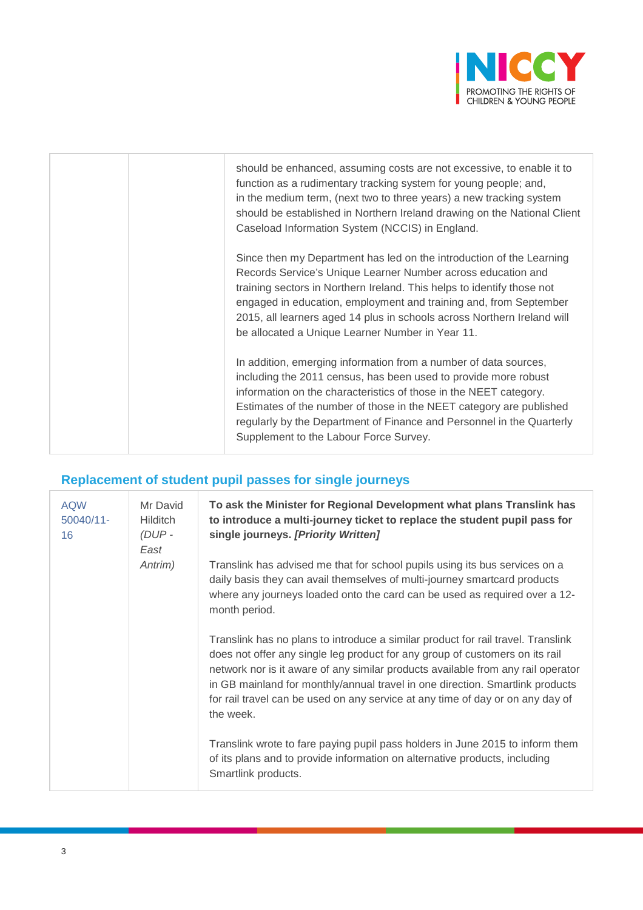| | | |
|---|---|---|
| | | should be enhanced, assuming costs are not excessive, to enable it to function as a rudimentary tracking system for young people; and, in the medium term, (next two to three years) a new tracking system should be established in Northern Ireland drawing on the National Client Caseload Information System (NCCIS) in England.<br><br>Since then my Department has led on the introduction of the Learning Records Service's Unique Learner Number across education and training sectors in Northern Ireland. This helps to identify those not engaged in education, employment and training and, from September 2015, all learners aged 14 plus in schools across Northern Ireland will be allocated a Unique Learner Number in Year 11.<br><br>In addition, emerging information from a number of data sources, including the 2011 census, has been used to provide more robust information on the characteristics of those in the NEET category. Estimates of the number of those in the NEET category are published regularly by the Department of Finance and Personnel in the Quarterly Supplement to the Labour Force Survey. |

## Replacement of student pupil passes for single journeys

| | | |
|---|---|---|
| AQW 50040/11-16 | Mr David Hilditch *(DUP - East Antrim)* | **To ask the Minister for Regional Development what plans Translink has to introduce a multi-journey ticket to replace the student pupil pass for single journeys. *[Priority Written]***<br><br>Translink has advised me that for school pupils using its bus services on a daily basis they can avail themselves of multi-journey smartcard products where any journeys loaded onto the card can be used as required over a 12-month period.<br><br>Translink has no plans to introduce a similar product for rail travel. Translink does not offer any single leg product for any group of customers on its rail network nor is it aware of any similar products available from any rail operator in GB mainland for monthly/annual travel in one direction. Smartlink products for rail travel can be used on any service at any time of day or on any day of the week.<br><br>Translink wrote to fare paying pupil pass holders in June 2015 to inform them of its plans and to provide information on alternative products, including Smartlink products. |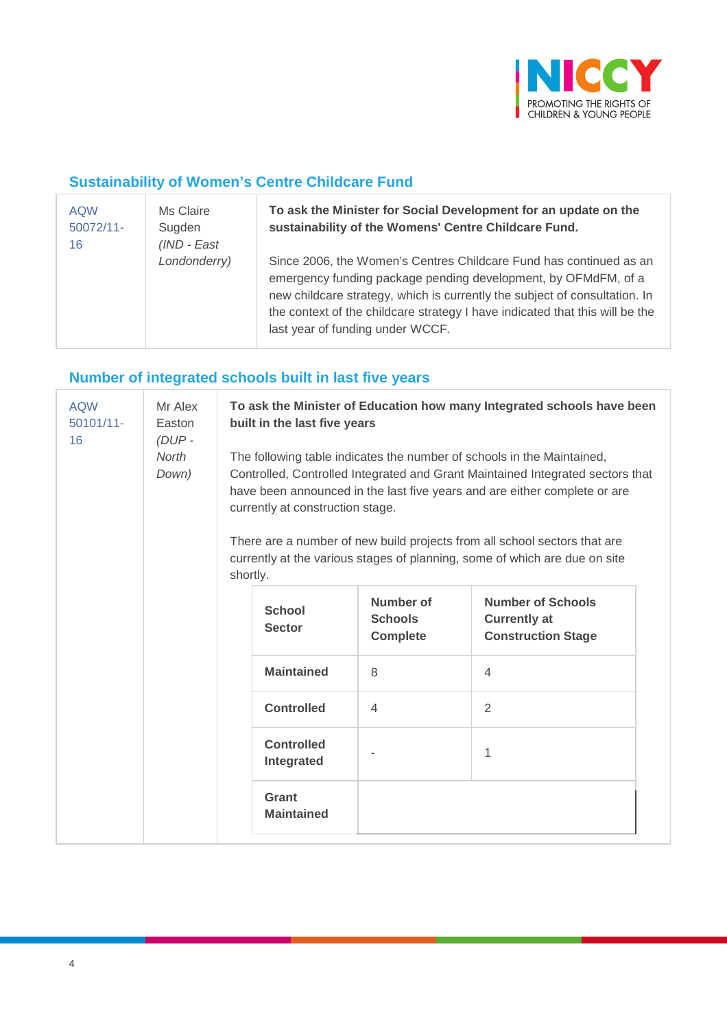## Sustainability of Women's Centre Childcare Fund

| | | |
|---|---|---|
| AQW 50072/11-16 | Ms Claire Sugden *(IND - East Londonderry)* | **To ask the Minister for Social Development for an update on the sustainability of the Womens' Centre Childcare Fund.**<br><br>Since 2006, the Women's Centres Childcare Fund has continued as an emergency funding package pending development, by OFMdFM, of a new childcare strategy, which is currently the subject of consultation. In the context of the childcare strategy I have indicated that this will be the last year of funding under WCCF. |

## Number of integrated schools built in last five years

| | | |
|---|---|---|
| AQW 50101/11-16 | Mr Alex Easton *(DUP - North Down)* | **To ask the Minister of Education how many Integrated schools have been built in the last five years**<br><br>The following table indicates the number of schools in the Maintained, Controlled, Controlled Integrated and Grant Maintained Integrated sectors that have been announced in the last five years and are either complete or are currently at construction stage.<br><br>There are a number of new build projects from all school sectors that are currently at the various stages of planning, some of which are due on site shortly. |

| School Sector | Number of Schools Complete | Number of Schools Currently at Construction Stage |
|---|---|---|
| **Maintained** | 8 | 4 |
| **Controlled** | 4 | 2 |
| **Controlled Integrated** | - | 1 |
| **Grant Maintained** | | |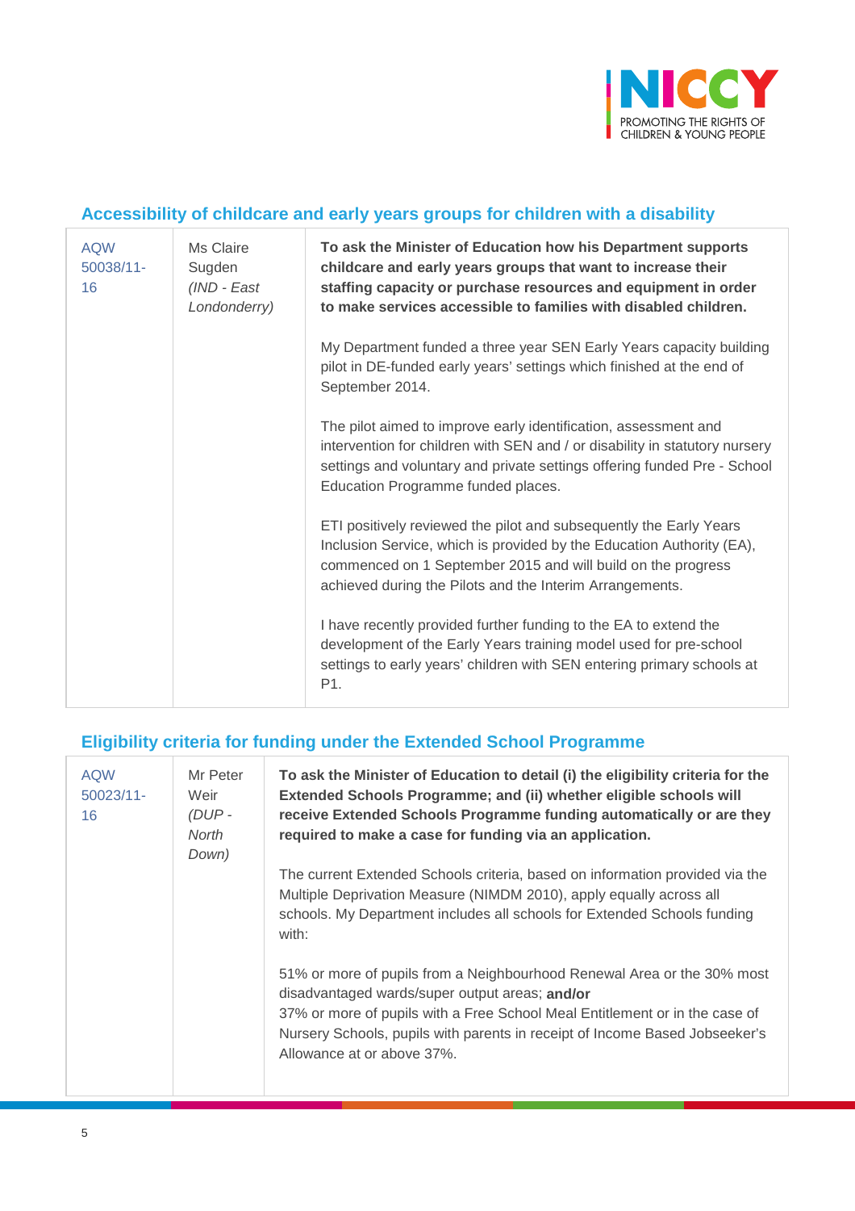## Accessibility of childcare and early years groups for children with a disability

| | | |
|---|---|---|
| AQW 50038/11-16 | Ms Claire Sugden *(IND - East Londonderry)* | **To ask the Minister of Education how his Department supports childcare and early years groups that want to increase their staffing capacity or purchase resources and equipment in order to make services accessible to families with disabled children.**<br><br>My Department funded a three year SEN Early Years capacity building pilot in DE-funded early years' settings which finished at the end of September 2014.<br><br>The pilot aimed to improve early identification, assessment and intervention for children with SEN and / or disability in statutory nursery settings and voluntary and private settings offering funded Pre - School Education Programme funded places.<br><br>ETI positively reviewed the pilot and subsequently the Early Years Inclusion Service, which is provided by the Education Authority (EA), commenced on 1 September 2015 and will build on the progress achieved during the Pilots and the Interim Arrangements.<br><br>I have recently provided further funding to the EA to extend the development of the Early Years training model used for pre-school settings to early years' children with SEN entering primary schools at P1. |

## Eligibility criteria for funding under the Extended School Programme

| | | |
|---|---|---|
| AQW 50023/11-16 | Mr Peter Weir *(DUP - North Down)* | **To ask the Minister of Education to detail (i) the eligibility criteria for the Extended Schools Programme; and (ii) whether eligible schools will receive Extended Schools Programme funding automatically or are they required to make a case for funding via an application.**<br><br>The current Extended Schools criteria, based on information provided via the Multiple Deprivation Measure (NIMDM 2010), apply equally across all schools. My Department includes all schools for Extended Schools funding with:<br><br>51% or more of pupils from a Neighbourhood Renewal Area or the 30% most disadvantaged wards/super output areas; **and/or**<br>37% or more of pupils with a Free School Meal Entitlement or in the case of Nursery Schools, pupils with parents in receipt of Income Based Jobseeker's Allowance at or above 37%. |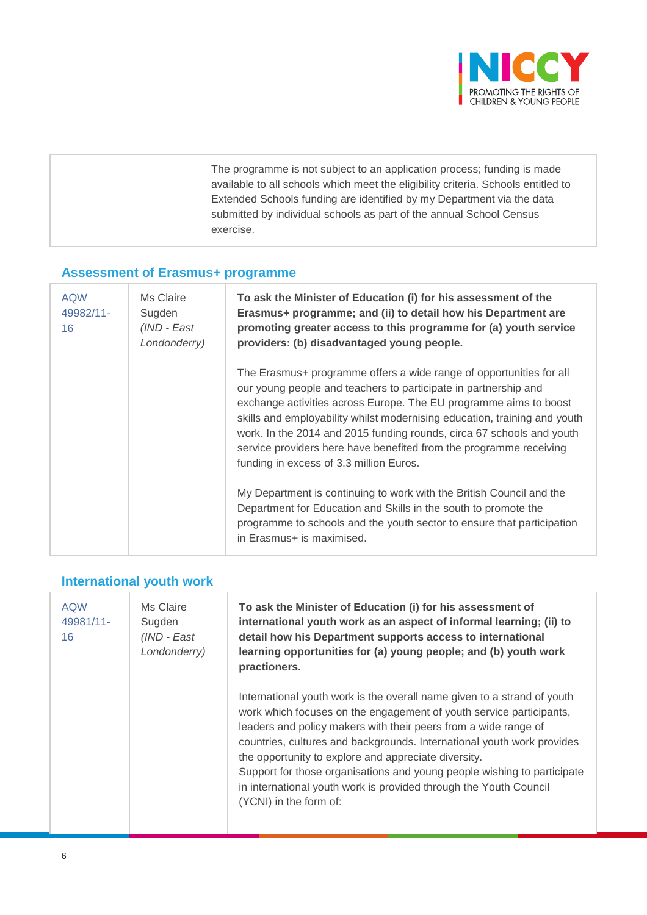| | | The programme is not subject to an application process; funding is made available to all schools which meet the eligibility criteria. Schools entitled to Extended Schools funding are identified by my Department via the data submitted by individual schools as part of the annual School Census exercise. |
|---|---|---|

### Assessment of Erasmus+ programme

| | | |
|---|---|---|
| AQW 49982/11-16 | Ms Claire Sugden *(IND - East Londonderry)* | **To ask the Minister of Education (i) for his assessment of the Erasmus+ programme; and (ii) to detail how his Department are promoting greater access to this programme for (a) youth service providers: (b) disadvantaged young people.**<br><br>The Erasmus+ programme offers a wide range of opportunities for all our young people and teachers to participate in partnership and exchange activities across Europe. The EU programme aims to boost skills and employability whilst modernising education, training and youth work. In the 2014 and 2015 funding rounds, circa 67 schools and youth service providers here have benefited from the programme receiving funding in excess of 3.3 million Euros.<br><br>My Department is continuing to work with the British Council and the Department for Education and Skills in the south to promote the programme to schools and the youth sector to ensure that participation in Erasmus+ is maximised. |

### International youth work

| | | |
|---|---|---|
| AQW 49981/11-16 | Ms Claire Sugden *(IND - East Londonderry)* | **To ask the Minister of Education (i) for his assessment of international youth work as an aspect of informal learning; (ii) to detail how his Department supports access to international learning opportunities for (a) young people; and (b) youth work practioners.**<br><br>International youth work is the overall name given to a strand of youth work which focuses on the engagement of youth service participants, leaders and policy makers with their peers from a wide range of countries, cultures and backgrounds. International youth work provides the opportunity to explore and appreciate diversity.<br>Support for those organisations and young people wishing to participate in international youth work is provided through the Youth Council (YCNI) in the form of: |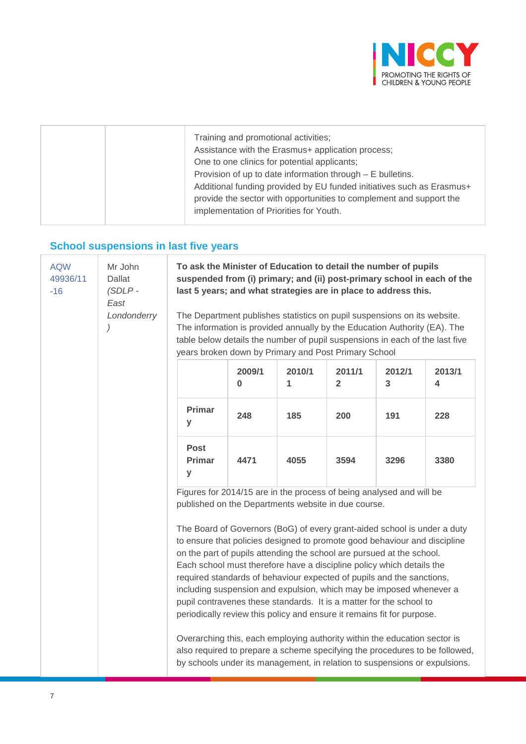| | | Training and promotional activities;<br>Assistance with the Erasmus+ application process;<br>One to one clinics for potential applicants;<br>Provision of up to date information through – E bulletins.<br>Additional funding provided by EU funded initiatives such as Erasmus+ provide the sector with opportunities to complement and support the implementation of Priorities for Youth. |
|---|---|---|

## School suspensions in last five years

| AQW 49936/11-16 | Mr John Dallat *(SDLP - East Londonderry)* | **To ask the Minister of Education to detail the number of pupils suspended from (i) primary; and (ii) post-primary school in each of the last 5 years; and what strategies are in place to address this.** |
|---|---|---|

The Department publishes statistics on pupil suspensions on its website. The information is provided annually by the Education Authority (EA). The table below details the number of pupil suspensions in each of the last five years broken down by Primary and Post Primary School

| | 2009/10 | 2010/11 | 2011/12 | 2012/13 | 2013/14 |
|---|---|---|---|---|---|
| **Primary** | **248** | **185** | **200** | **191** | **228** |
| **Post Primary** | **4471** | **4055** | **3594** | **3296** | **3380** |

Figures for 2014/15 are in the process of being analysed and will be published on the Departments website in due course.

The Board of Governors (BoG) of every grant-aided school is under a duty to ensure that policies designed to promote good behaviour and discipline on the part of pupils attending the school are pursued at the school. Each school must therefore have a discipline policy which details the required standards of behaviour expected of pupils and the sanctions, including suspension and expulsion, which may be imposed whenever a pupil contravenes these standards. It is a matter for the school to periodically review this policy and ensure it remains fit for purpose.

Overarching this, each employing authority within the education sector is also required to prepare a scheme specifying the procedures to be followed, by schools under its management, in relation to suspensions or expulsions.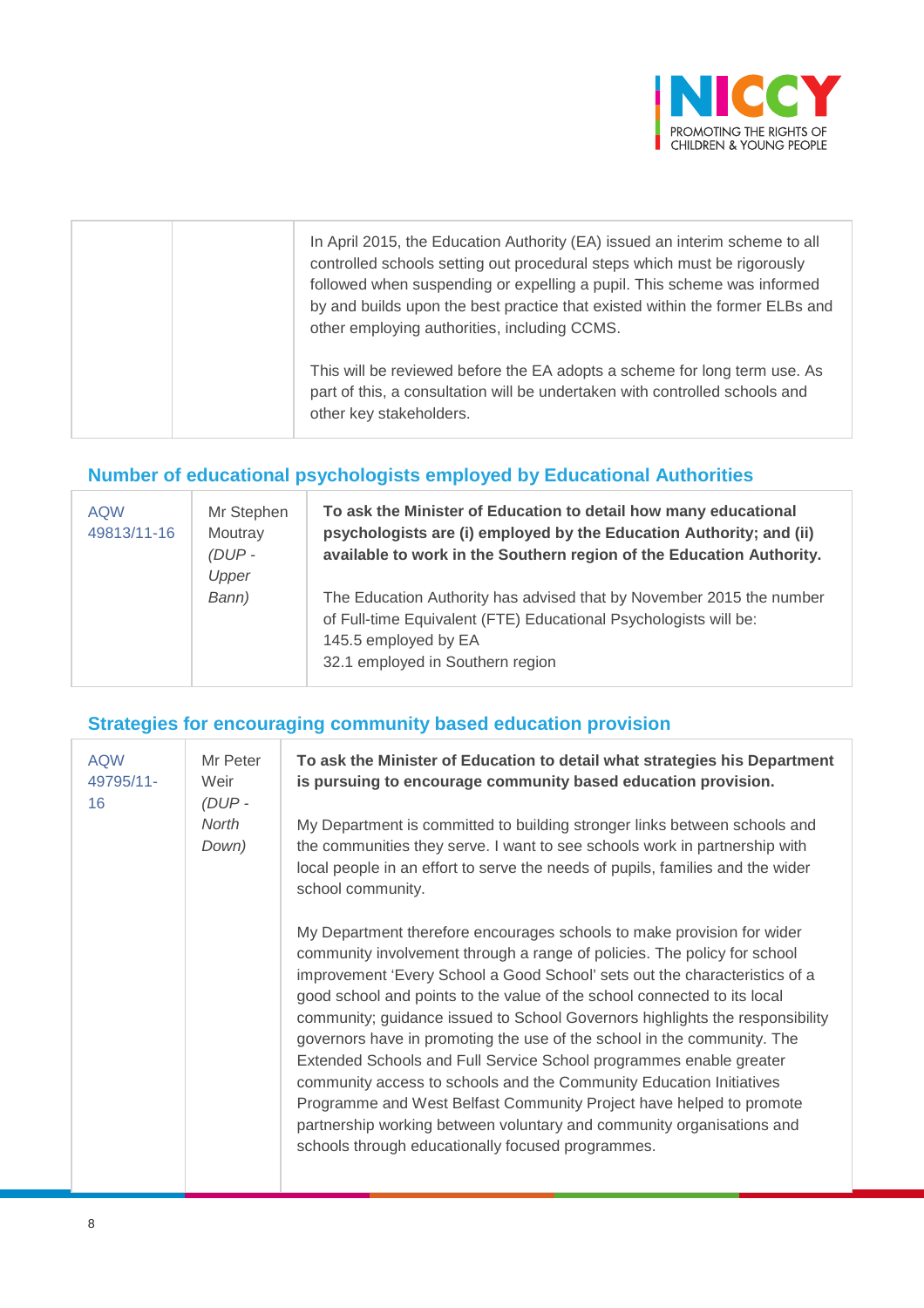|  |  | In April 2015, the Education Authority (EA) issued an interim scheme to all controlled schools setting out procedural steps which must be rigorously followed when suspending or expelling a pupil. This scheme was informed by and builds upon the best practice that existed within the former ELBs and other employing authorities, including CCMS.<br><br>This will be reviewed before the EA adopts a scheme for long term use. As part of this, a consultation will be undertaken with controlled schools and other key stakeholders. |
|---|---|---|

## Number of educational psychologists employed by Educational Authorities

| AQW 49813/11-16 | Mr Stephen Moutray *(DUP - Upper Bann)* | **To ask the Minister of Education to detail how many educational psychologists are (i) employed by the Education Authority; and (ii) available to work in the Southern region of the Education Authority.**<br><br>The Education Authority has advised that by November 2015 the number of Full-time Equivalent (FTE) Educational Psychologists will be:<br>145.5 employed by EA<br>32.1 employed in Southern region |
|---|---|---|

## Strategies for encouraging community based education provision

| AQW 49795/11-16 | Mr Peter Weir *(DUP - North Down)* | **To ask the Minister of Education to detail what strategies his Department is pursuing to encourage community based education provision.**<br><br>My Department is committed to building stronger links between schools and the communities they serve. I want to see schools work in partnership with local people in an effort to serve the needs of pupils, families and the wider school community.<br><br>My Department therefore encourages schools to make provision for wider community involvement through a range of policies. The policy for school improvement 'Every School a Good School' sets out the characteristics of a good school and points to the value of the school connected to its local community; guidance issued to School Governors highlights the responsibility governors have in promoting the use of the school in the community. The Extended Schools and Full Service School programmes enable greater community access to schools and the Community Education Initiatives Programme and West Belfast Community Project have helped to promote partnership working between voluntary and community organisations and schools through educationally focused programmes. |
|---|---|---|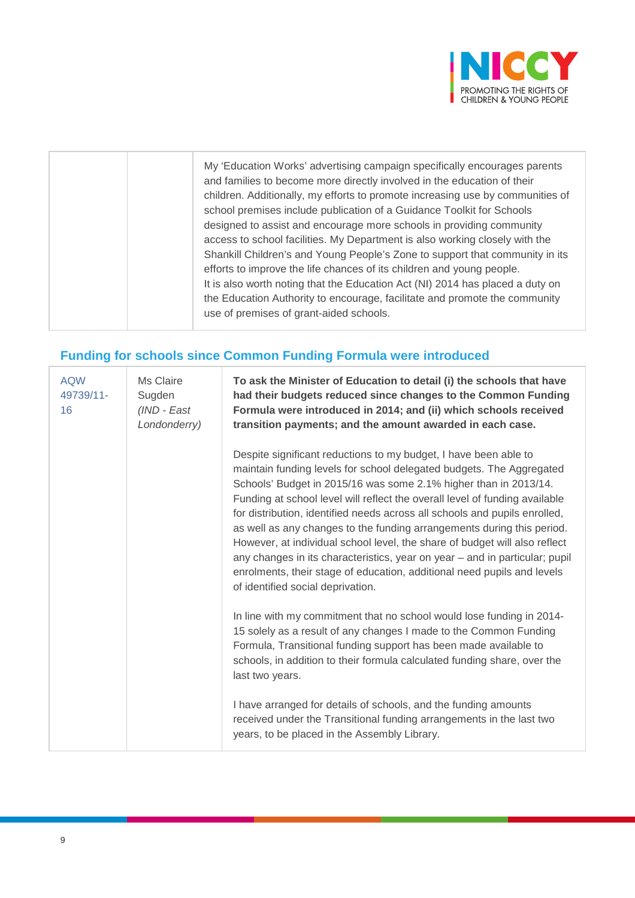| | | My 'Education Works' advertising campaign specifically encourages parents and families to become more directly involved in the education of their children. Additionally, my efforts to promote increasing use by communities of school premises include publication of a Guidance Toolkit for Schools designed to assist and encourage more schools in providing community access to school facilities. My Department is also working closely with the Shankill Children's and Young People's Zone to support that community in its efforts to improve the life chances of its children and young people.<br>It is also worth noting that the Education Act (NI) 2014 has placed a duty on the Education Authority to encourage, facilitate and promote the community use of premises of grant-aided schools. |
|---|---|---|

## Funding for schools since Common Funding Formula were introduced

| AQW 49739/11-16 | Ms Claire Sugden *(IND - East Londonderry)* | **To ask the Minister of Education to detail (i) the schools that have had their budgets reduced since changes to the Common Funding Formula were introduced in 2014; and (ii) which schools received transition payments; and the amount awarded in each case.**<br><br>Despite significant reductions to my budget, I have been able to maintain funding levels for school delegated budgets. The Aggregated Schools' Budget in 2015/16 was some 2.1% higher than in 2013/14. Funding at school level will reflect the overall level of funding available for distribution, identified needs across all schools and pupils enrolled, as well as any changes to the funding arrangements during this period. However, at individual school level, the share of budget will also reflect any changes in its characteristics, year on year – and in particular; pupil enrolments, their stage of education, additional need pupils and levels of identified social deprivation.<br><br>In line with my commitment that no school would lose funding in 2014-15 solely as a result of any changes I made to the Common Funding Formula, Transitional funding support has been made available to schools, in addition to their formula calculated funding share, over the last two years.<br><br>I have arranged for details of schools, and the funding amounts received under the Transitional funding arrangements in the last two years, to be placed in the Assembly Library. |
|---|---|---|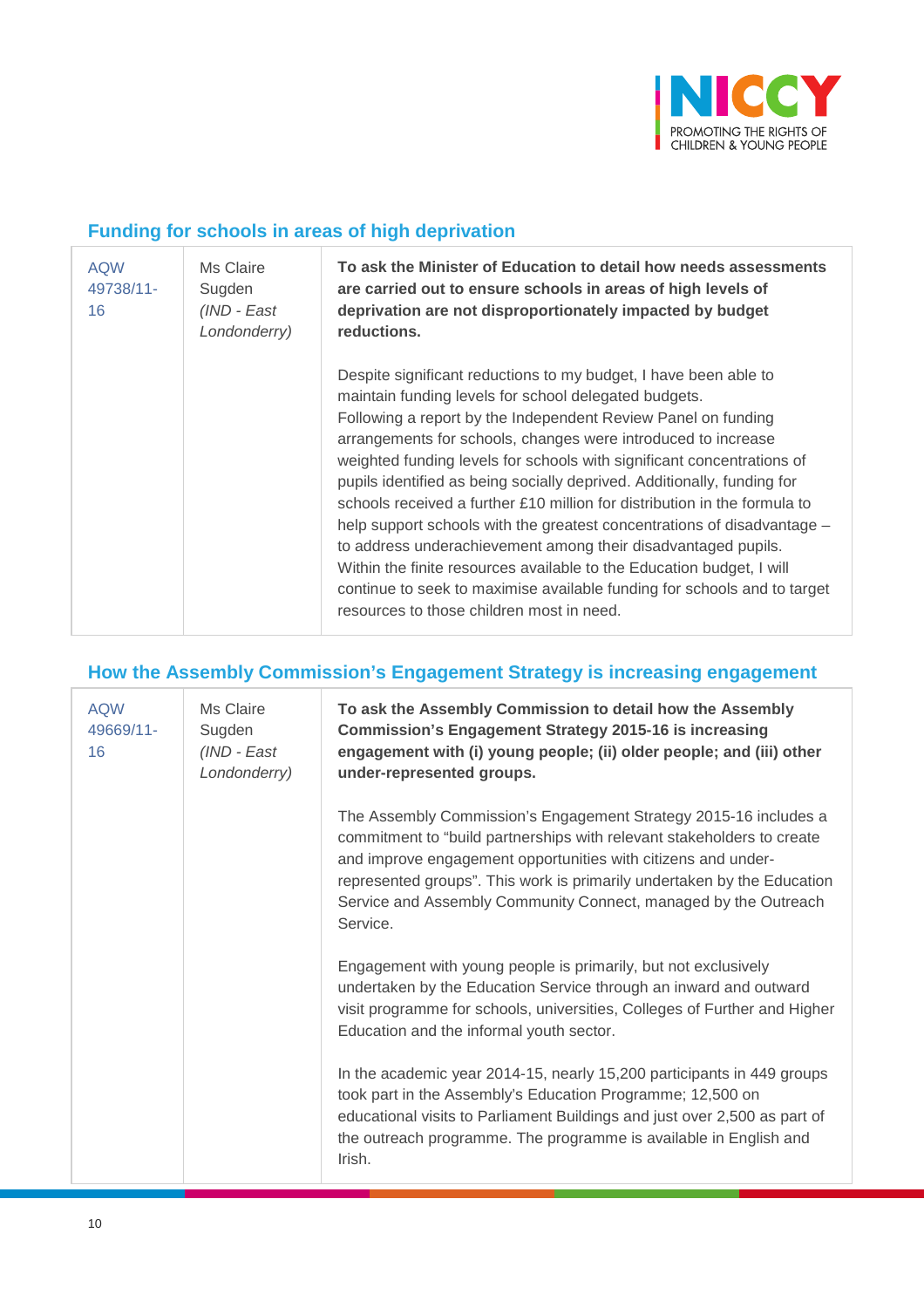## Funding for schools in areas of high deprivation

| | | |
|---|---|---|
| AQW 49738/11-16 | Ms Claire Sugden *(IND - East Londonderry)* | **To ask the Minister of Education to detail how needs assessments are carried out to ensure schools in areas of high levels of deprivation are not disproportionately impacted by budget reductions.**<br><br>Despite significant reductions to my budget, I have been able to maintain funding levels for school delegated budgets.<br>Following a report by the Independent Review Panel on funding arrangements for schools, changes were introduced to increase weighted funding levels for schools with significant concentrations of pupils identified as being socially deprived. Additionally, funding for schools received a further £10 million for distribution in the formula to help support schools with the greatest concentrations of disadvantage – to address underachievement among their disadvantaged pupils.<br>Within the finite resources available to the Education budget, I will continue to seek to maximise available funding for schools and to target resources to those children most in need. |

## How the Assembly Commission's Engagement Strategy is increasing engagement

| | | |
|---|---|---|
| AQW 49669/11-16 | Ms Claire Sugden *(IND - East Londonderry)* | **To ask the Assembly Commission to detail how the Assembly Commission's Engagement Strategy 2015-16 is increasing engagement with (i) young people; (ii) older people; and (iii) other under-represented groups.**<br><br>The Assembly Commission's Engagement Strategy 2015-16 includes a commitment to "build partnerships with relevant stakeholders to create and improve engagement opportunities with citizens and under-represented groups". This work is primarily undertaken by the Education Service and Assembly Community Connect, managed by the Outreach Service.<br><br>Engagement with young people is primarily, but not exclusively undertaken by the Education Service through an inward and outward visit programme for schools, universities, Colleges of Further and Higher Education and the informal youth sector.<br><br>In the academic year 2014-15, nearly 15,200 participants in 449 groups took part in the Assembly's Education Programme; 12,500 on educational visits to Parliament Buildings and just over 2,500 as part of the outreach programme. The programme is available in English and Irish. |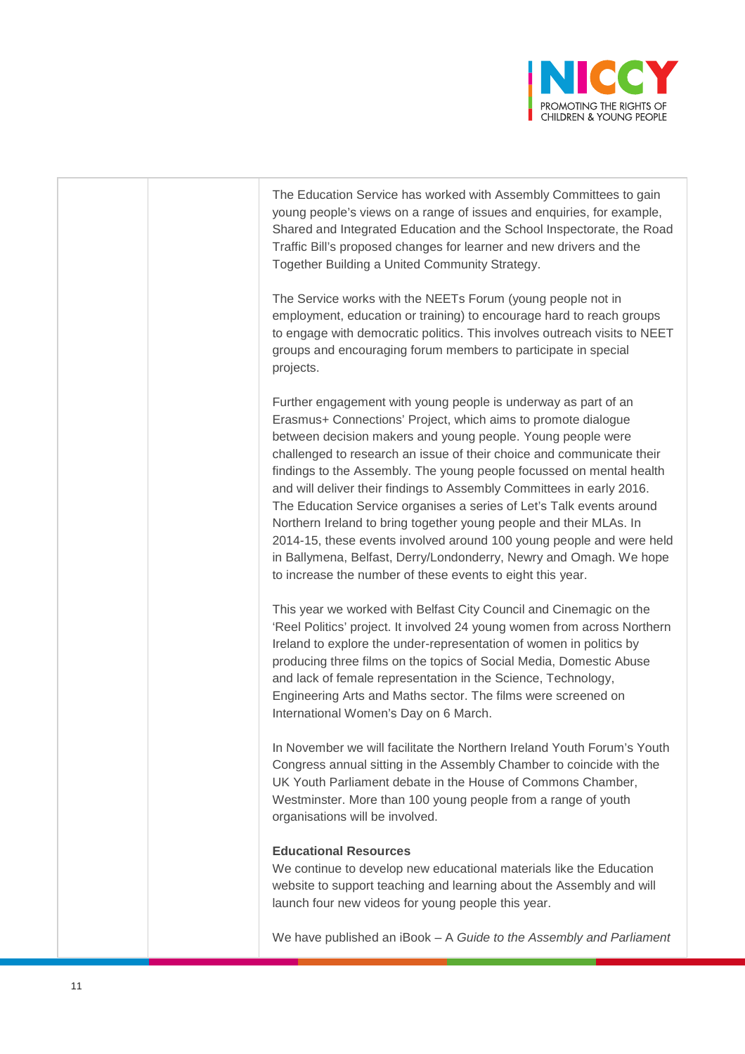| | | The Education Service has worked with Assembly Committees to gain young people's views on a range of issues and enquiries, for example, Shared and Integrated Education and the School Inspectorate, the Road Traffic Bill's proposed changes for learner and new drivers and the Together Building a United Community Strategy.<br><br>The Service works with the NEETs Forum (young people not in employment, education or training) to encourage hard to reach groups to engage with democratic politics. This involves outreach visits to NEET groups and encouraging forum members to participate in special projects.<br><br>Further engagement with young people is underway as part of an Erasmus+ Connections' Project, which aims to promote dialogue between decision makers and young people. Young people were challenged to research an issue of their choice and communicate their findings to the Assembly. The young people focussed on mental health and will deliver their findings to Assembly Committees in early 2016. The Education Service organises a series of Let's Talk events around Northern Ireland to bring together young people and their MLAs. In 2014-15, these events involved around 100 young people and were held in Ballymena, Belfast, Derry/Londonderry, Newry and Omagh. We hope to increase the number of these events to eight this year.<br><br>This year we worked with Belfast City Council and Cinemagic on the 'Reel Politics' project. It involved 24 young women from across Northern Ireland to explore the under-representation of women in politics by producing three films on the topics of Social Media, Domestic Abuse and lack of female representation in the Science, Technology, Engineering Arts and Maths sector. The films were screened on International Women's Day on 6 March.<br><br>In November we will facilitate the Northern Ireland Youth Forum's Youth Congress annual sitting in the Assembly Chamber to coincide with the UK Youth Parliament debate in the House of Commons Chamber, Westminster. More than 100 young people from a range of youth organisations will be involved.<br><br>**Educational Resources**<br>We continue to develop new educational materials like the Education website to support teaching and learning about the Assembly and will launch four new videos for young people this year.<br><br>We have published an iBook – A *Guide to the Assembly and Parliament* |
|---|---|---|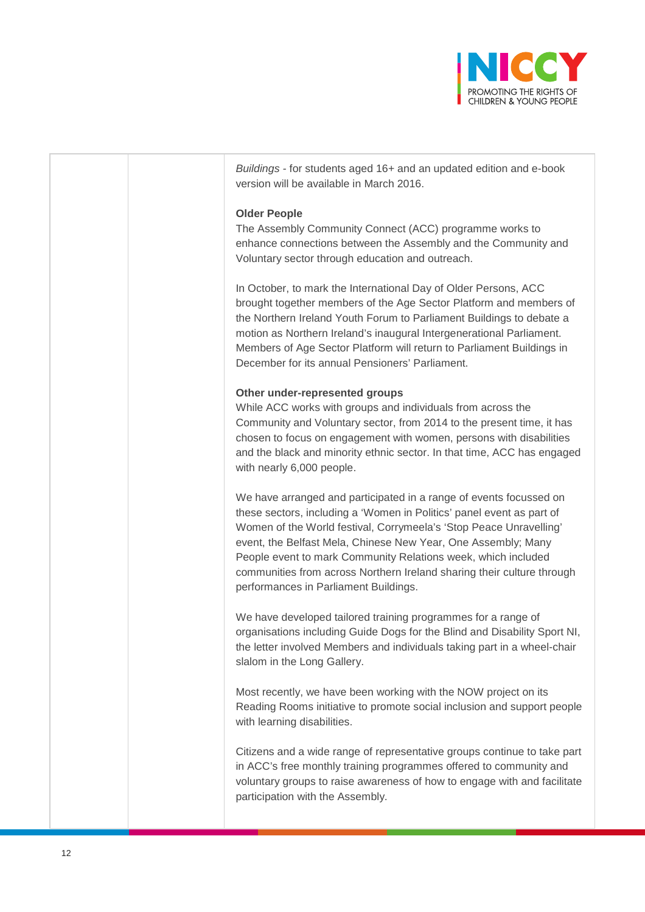| | | *Buildings* - for students aged 16+ and an updated edition and e-book version will be available in March 2016.<br><br>**Older People**<br>The Assembly Community Connect (ACC) programme works to enhance connections between the Assembly and the Community and Voluntary sector through education and outreach.<br><br>In October, to mark the International Day of Older Persons, ACC brought together members of the Age Sector Platform and members of the Northern Ireland Youth Forum to Parliament Buildings to debate a motion as Northern Ireland's inaugural Intergenerational Parliament. Members of Age Sector Platform will return to Parliament Buildings in December for its annual Pensioners' Parliament.<br><br>**Other under-represented groups**<br>While ACC works with groups and individuals from across the Community and Voluntary sector, from 2014 to the present time, it has chosen to focus on engagement with women, persons with disabilities and the black and minority ethnic sector. In that time, ACC has engaged with nearly 6,000 people.<br><br>We have arranged and participated in a range of events focussed on these sectors, including a 'Women in Politics' panel event as part of Women of the World festival, Corrymeela's 'Stop Peace Unravelling' event, the Belfast Mela, Chinese New Year, One Assembly; Many People event to mark Community Relations week, which included communities from across Northern Ireland sharing their culture through performances in Parliament Buildings.<br><br>We have developed tailored training programmes for a range of organisations including Guide Dogs for the Blind and Disability Sport NI, the letter involved Members and individuals taking part in a wheel-chair slalom in the Long Gallery.<br><br>Most recently, we have been working with the NOW project on its Reading Rooms initiative to promote social inclusion and support people with learning disabilities.<br><br>Citizens and a wide range of representative groups continue to take part in ACC's free monthly training programmes offered to community and voluntary groups to raise awareness of how to engage with and facilitate participation with the Assembly. |
|---|---|---|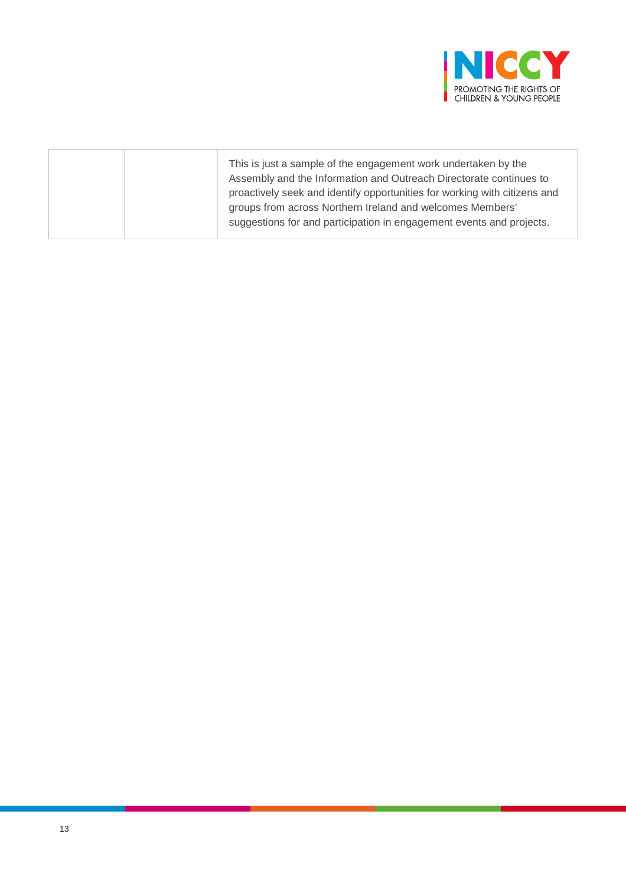| | | |
|---|---|---|
| | | This is just a sample of the engagement work undertaken by the Assembly and the Information and Outreach Directorate continues to proactively seek and identify opportunities for working with citizens and groups from across Northern Ireland and welcomes Members' suggestions for and participation in engagement events and projects. |